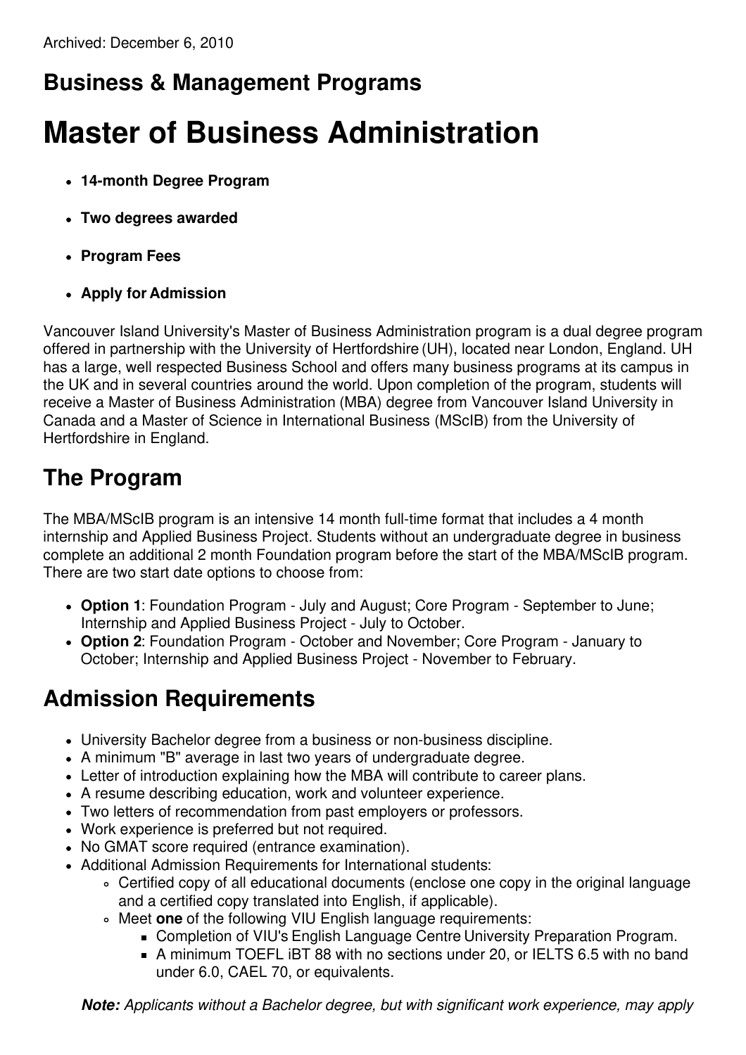Archived: December 6, 2010

## Business & Management Programs

# Master of Business Administration

- **14-month Degree Program**
- **Two degrees awarded**
- **Program Fees**
- **Apply for Admission**

Vancouver Island University's Master of Business Administration program is a dual degree program offered in partnership with the University of Hertfordshire (UH), located near London, England. UH has a large, well respected Business School and offers many business programs at its campus in the UK and in several countries around the world. Upon completion of the program, students will receive a Master of Business Administration (MBA) degree from Vancouver Island University in Canada and a Master of Science in International Business (MScIB) from the University of Hertfordshire in England.

## The Program

The MBA/MScIB program is an intensive 14 month full-time format that includes a 4 month internship and Applied Business Project. Students without an undergraduate degree in business complete an additional 2 month Foundation program before the start of the MBA/MScIB program. There are two start date options to choose from:

- **Option 1**: Foundation Program - July and August; Core Program - September to June; Internship and Applied Business Project - July to October.
- **Option 2**: Foundation Program - October and November; Core Program - January to October; Internship and Applied Business Project - November to February.

## Admission Requirements

- University Bachelor degree from a business or non-business discipline.
- A minimum "B" average in last two years of undergraduate degree.
- Letter of introduction explaining how the MBA will contribute to career plans.
- A resume describing education, work and volunteer experience.
- Two letters of recommendation from past employers or professors.
- Work experience is preferred but not required.
- No GMAT score required (entrance examination).
- Additional Admission Requirements for International students:
  - Certified copy of all educational documents (enclose one copy in the original language and a certified copy translated into English, if applicable).
  - Meet **one** of the following VIU English language requirements:
    - Completion of VIU's English Language Centre University Preparation Program.
    - A minimum TOEFL iBT 88 with no sections under 20, or IELTS 6.5 with no band under 6.0, CAEL 70, or equivalents.

***Note:*** *Applicants without a Bachelor degree, but with significant work experience, may apply*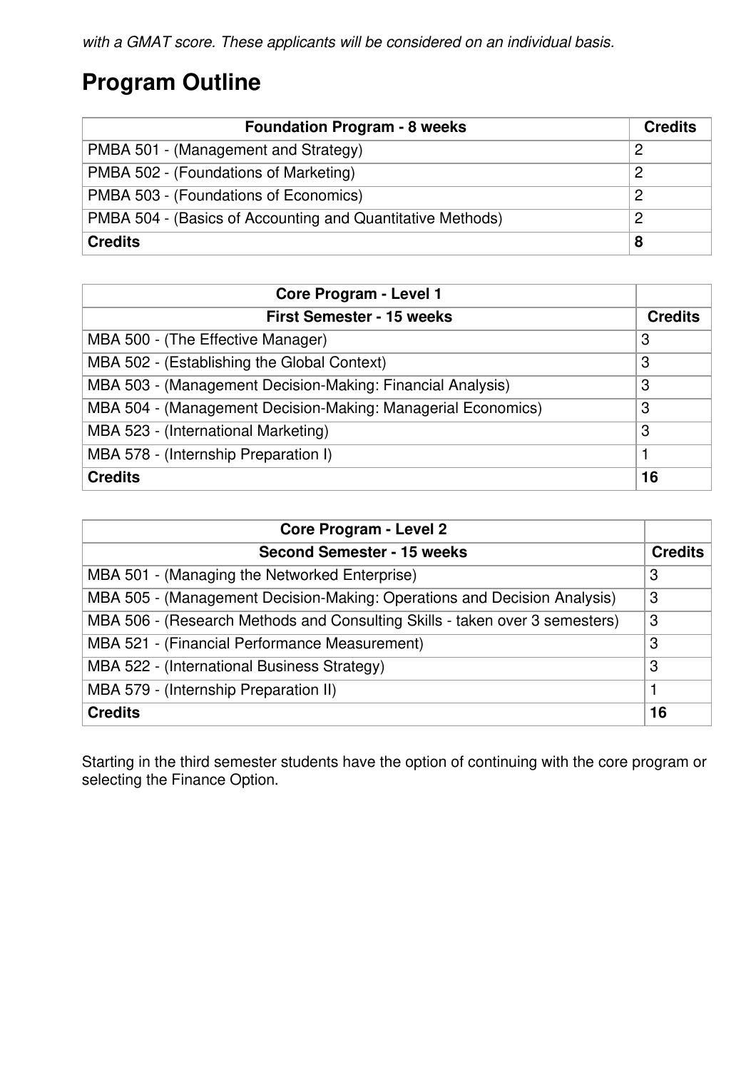*with a GMAT score. These applicants will be considered on an individual basis.*

## Program Outline

| Foundation Program - 8 weeks | Credits |
|---|---|
| PMBA 501 - (Management and Strategy) | 2 |
| PMBA 502 - (Foundations of Marketing) | 2 |
| PMBA 503 - (Foundations of Economics) | 2 |
| PMBA 504 - (Basics of Accounting and Quantitative Methods) | 2 |
| **Credits** | **8** |

| Core Program - Level 1 | |
|---|---|
| **First Semester - 15 weeks** | **Credits** |
| MBA 500 - (The Effective Manager) | 3 |
| MBA 502 - (Establishing the Global Context) | 3 |
| MBA 503 - (Management Decision-Making: Financial Analysis) | 3 |
| MBA 504 - (Management Decision-Making: Managerial Economics) | 3 |
| MBA 523 - (International Marketing) | 3 |
| MBA 578 - (Internship Preparation I) | 1 |
| **Credits** | **16** |

| Core Program - Level 2 | |
|---|---|
| **Second Semester - 15 weeks** | **Credits** |
| MBA 501 - (Managing the Networked Enterprise) | 3 |
| MBA 505 - (Management Decision-Making: Operations and Decision Analysis) | 3 |
| MBA 506 - (Research Methods and Consulting Skills - taken over 3 semesters) | 3 |
| MBA 521 - (Financial Performance Measurement) | 3 |
| MBA 522 - (International Business Strategy) | 3 |
| MBA 579 - (Internship Preparation II) | 1 |
| **Credits** | **16** |

Starting in the third semester students have the option of continuing with the core program or selecting the Finance Option.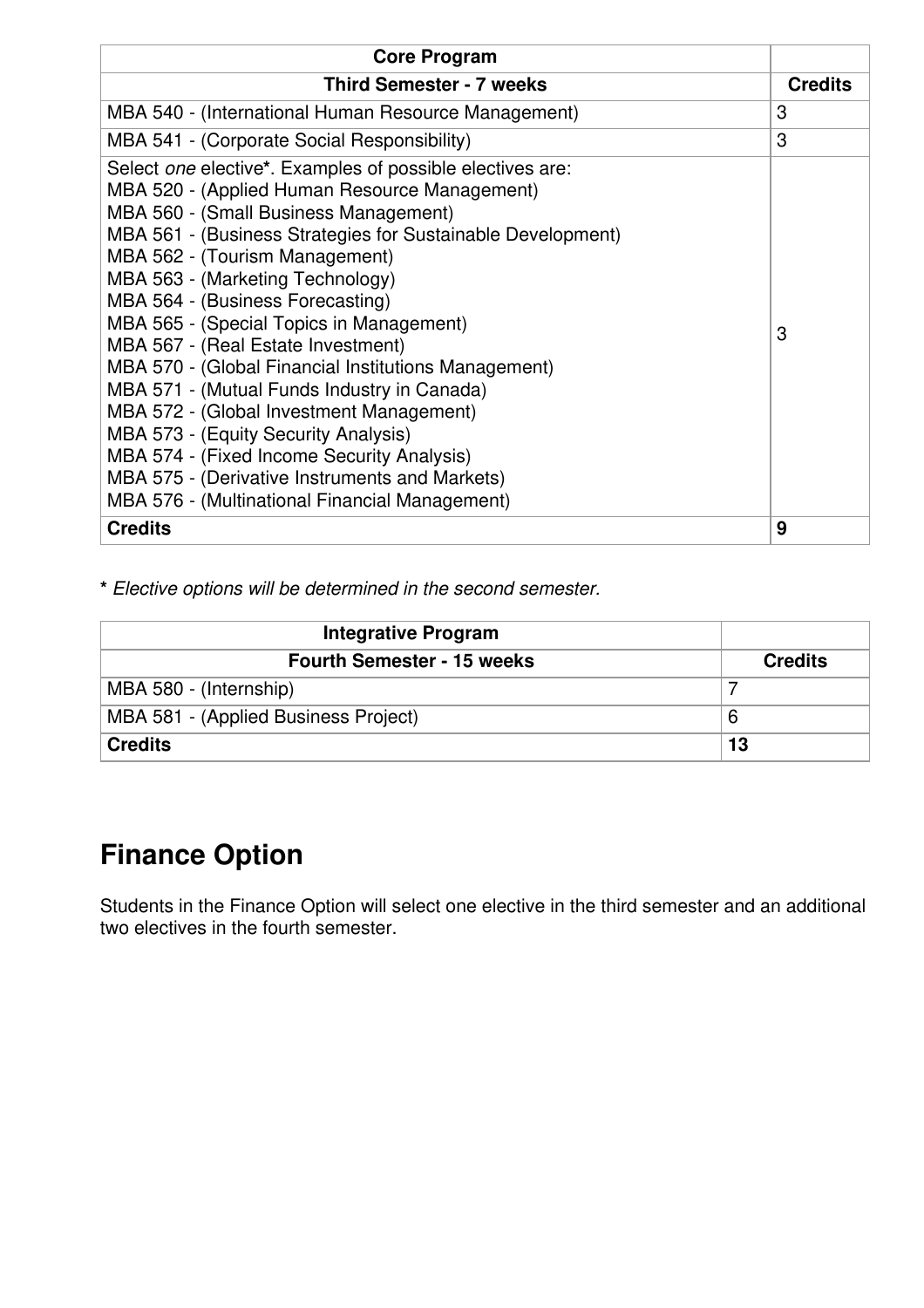| Core Program | |
|---|---|
| **Third Semester - 7 weeks** | **Credits** |
| MBA 540 - (International Human Resource Management) | 3 |
| MBA 541 - (Corporate Social Responsibility) | 3 |
| Select *one* elective*. Examples of possible electives are:<br>MBA 520 - (Applied Human Resource Management)<br>MBA 560 - (Small Business Management)<br>MBA 561 - (Business Strategies for Sustainable Development)<br>MBA 562 - (Tourism Management)<br>MBA 563 - (Marketing Technology)<br>MBA 564 - (Business Forecasting)<br>MBA 565 - (Special Topics in Management)<br>MBA 567 - (Real Estate Investment)<br>MBA 570 - (Global Financial Institutions Management)<br>MBA 571 - (Mutual Funds Industry in Canada)<br>MBA 572 - (Global Investment Management)<br>MBA 573 - (Equity Security Analysis)<br>MBA 574 - (Fixed Income Security Analysis)<br>MBA 575 - (Derivative Instruments and Markets)<br>MBA 576 - (Multinational Financial Management) | 3 |
| **Credits** | **9** |

**\*** *Elective options will be determined in the second semester.*

| Integrative Program | |
|---|---|
| **Fourth Semester - 15 weeks** | **Credits** |
| MBA 580 - (Internship) | 7 |
| MBA 581 - (Applied Business Project) | 6 |
| **Credits** | **13** |

# Finance Option

Students in the Finance Option will select one elective in the third semester and an additional two electives in the fourth semester.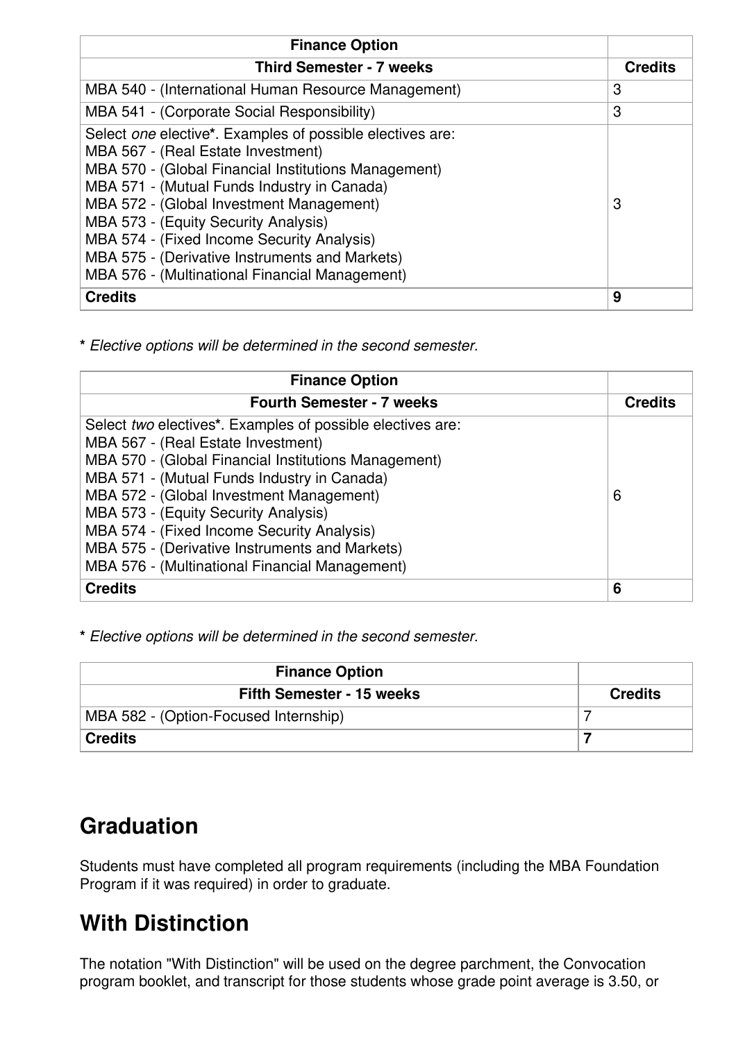| Finance Option | |
|---|---|
| **Third Semester - 7 weeks** | **Credits** |
| MBA 540 - (International Human Resource Management) | 3 |
| MBA 541 - (Corporate Social Responsibility) | 3 |
| Select *one* elective**\***. Examples of possible electives are:<br>MBA 567 - (Real Estate Investment)<br>MBA 570 - (Global Financial Institutions Management)<br>MBA 571 - (Mutual Funds Industry in Canada)<br>MBA 572 - (Global Investment Management)<br>MBA 573 - (Equity Security Analysis)<br>MBA 574 - (Fixed Income Security Analysis)<br>MBA 575 - (Derivative Instruments and Markets)<br>MBA 576 - (Multinational Financial Management) | 3 |
| **Credits** | **9** |

**\*** *Elective options will be determined in the second semester.*

| Finance Option | |
|---|---|
| **Fourth Semester - 7 weeks** | **Credits** |
| Select *two* electives**\***. Examples of possible electives are:<br>MBA 567 - (Real Estate Investment)<br>MBA 570 - (Global Financial Institutions Management)<br>MBA 571 - (Mutual Funds Industry in Canada)<br>MBA 572 - (Global Investment Management)<br>MBA 573 - (Equity Security Analysis)<br>MBA 574 - (Fixed Income Security Analysis)<br>MBA 575 - (Derivative Instruments and Markets)<br>MBA 576 - (Multinational Financial Management) | 6 |
| **Credits** | **6** |

**\*** *Elective options will be determined in the second semester.*

| Finance Option | |
|---|---|
| **Fifth Semester - 15 weeks** | **Credits** |
| MBA 582 - (Option-Focused Internship) | 7 |
| **Credits** | **7** |

## Graduation

Students must have completed all program requirements (including the MBA Foundation Program if it was required) in order to graduate.

## With Distinction

The notation "With Distinction" will be used on the degree parchment, the Convocation program booklet, and transcript for those students whose grade point average is 3.50, or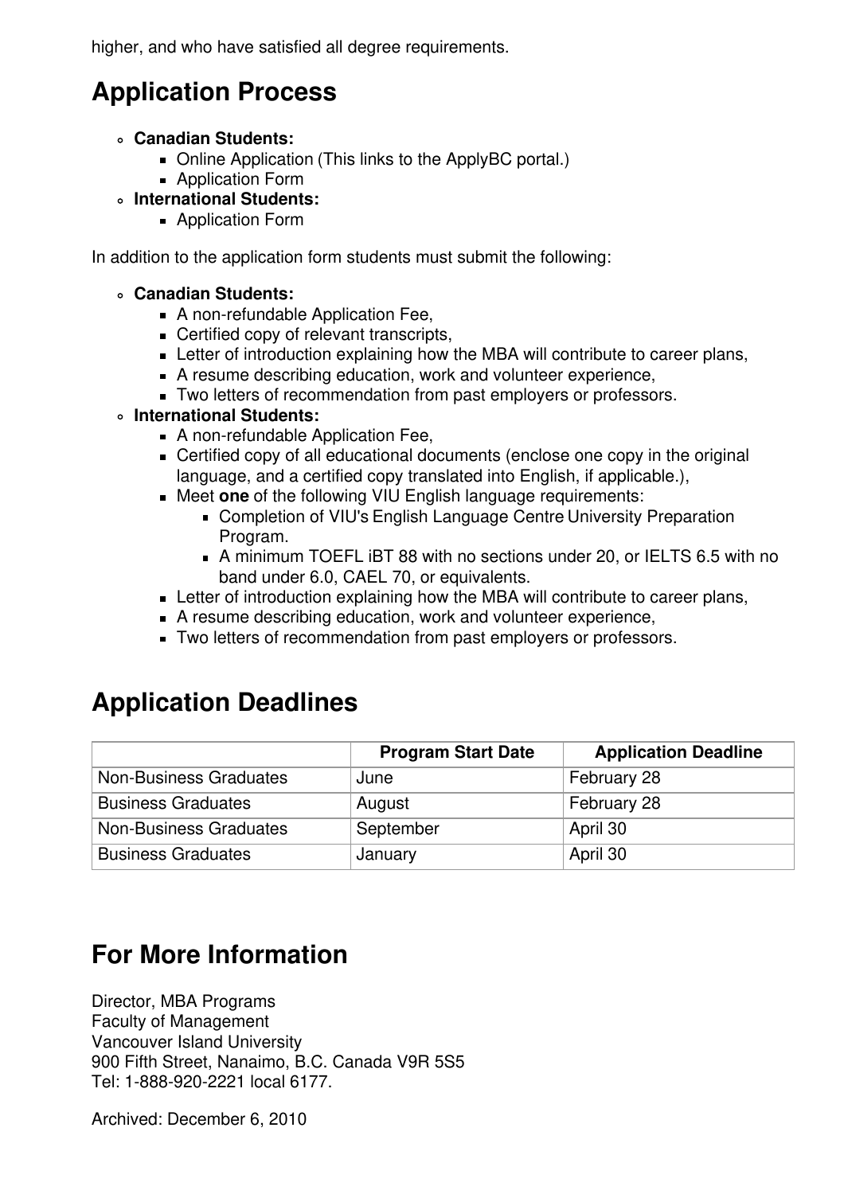higher, and who have satisfied all degree requirements.

## Application Process

- **Canadian Students:**
  - Online Application (This links to the ApplyBC portal.)
  - Application Form
- **International Students:**
  - Application Form

In addition to the application form students must submit the following:

- **Canadian Students:**
  - A non-refundable Application Fee,
  - Certified copy of relevant transcripts,
  - Letter of introduction explaining how the MBA will contribute to career plans,
  - A resume describing education, work and volunteer experience,
  - Two letters of recommendation from past employers or professors.
- **International Students:**
  - A non-refundable Application Fee,
  - Certified copy of all educational documents (enclose one copy in the original language, and a certified copy translated into English, if applicable.),
  - Meet **one** of the following VIU English language requirements:
    - Completion of VIU's English Language Centre University Preparation Program.
    - A minimum TOEFL iBT 88 with no sections under 20, or IELTS 6.5 with no band under 6.0, CAEL 70, or equivalents.
  - Letter of introduction explaining how the MBA will contribute to career plans,
  - A resume describing education, work and volunteer experience,
  - Two letters of recommendation from past employers or professors.

## Application Deadlines

| | Program Start Date | Application Deadline |
|---|---|---|
| Non-Business Graduates | June | February 28 |
| Business Graduates | August | February 28 |
| Non-Business Graduates | September | April 30 |
| Business Graduates | January | April 30 |

## For More Information

Director, MBA Programs
Faculty of Management
Vancouver Island University
900 Fifth Street, Nanaimo, B.C. Canada V9R 5S5
Tel: 1-888-920-2221 local 6177.

Archived: December 6, 2010